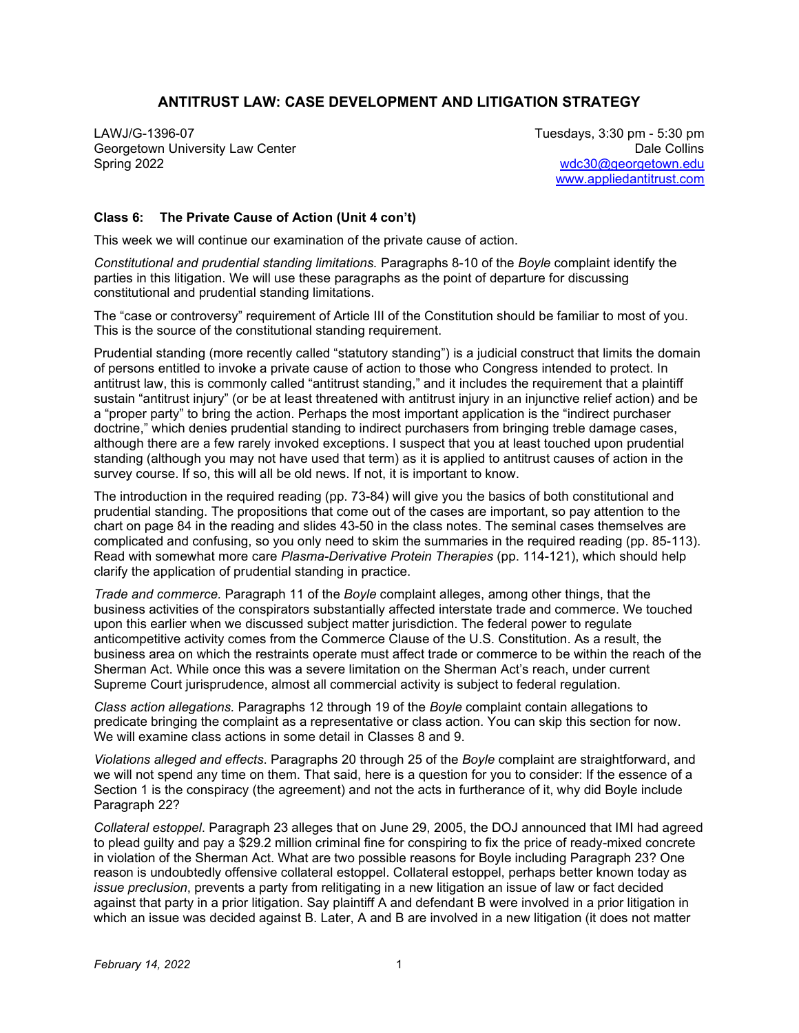## ANTITRUST LAW: CASE DEVELOPMENT AND LITIGATION STRATEGY

LAWJ/G-1396-07
Georgetown University Law Center
Spring 2022

Tuesdays, 3:30 pm - 5:30 pm
Dale Collins
wdc30@georgetown.edu
www.appliedantitrust.com

### Class 6: The Private Cause of Action (Unit 4 con't)

This week we will continue our examination of the private cause of action.

*Constitutional and prudential standing limitations.* Paragraphs 8-10 of the *Boyle* complaint identify the parties in this litigation. We will use these paragraphs as the point of departure for discussing constitutional and prudential standing limitations.

The "case or controversy" requirement of Article III of the Constitution should be familiar to most of you. This is the source of the constitutional standing requirement.

Prudential standing (more recently called "statutory standing") is a judicial construct that limits the domain of persons entitled to invoke a private cause of action to those who Congress intended to protect. In antitrust law, this is commonly called "antitrust standing," and it includes the requirement that a plaintiff sustain "antitrust injury" (or be at least threatened with antitrust injury in an injunctive relief action) and be a "proper party" to bring the action. Perhaps the most important application is the "indirect purchaser doctrine," which denies prudential standing to indirect purchasers from bringing treble damage cases, although there are a few rarely invoked exceptions. I suspect that you at least touched upon prudential standing (although you may not have used that term) as it is applied to antitrust causes of action in the survey course. If so, this will all be old news. If not, it is important to know.

The introduction in the required reading (pp. 73-84) will give you the basics of both constitutional and prudential standing. The propositions that come out of the cases are important, so pay attention to the chart on page 84 in the reading and slides 43-50 in the class notes. The seminal cases themselves are complicated and confusing, so you only need to skim the summaries in the required reading (pp. 85-113). Read with somewhat more care *Plasma-Derivative Protein Therapies* (pp. 114-121), which should help clarify the application of prudential standing in practice.

*Trade and commerce.* Paragraph 11 of the *Boyle* complaint alleges, among other things, that the business activities of the conspirators substantially affected interstate trade and commerce. We touched upon this earlier when we discussed subject matter jurisdiction. The federal power to regulate anticompetitive activity comes from the Commerce Clause of the U.S. Constitution. As a result, the business area on which the restraints operate must affect trade or commerce to be within the reach of the Sherman Act. While once this was a severe limitation on the Sherman Act's reach, under current Supreme Court jurisprudence, almost all commercial activity is subject to federal regulation.

*Class action allegations.* Paragraphs 12 through 19 of the *Boyle* complaint contain allegations to predicate bringing the complaint as a representative or class action. You can skip this section for now. We will examine class actions in some detail in Classes 8 and 9.

*Violations alleged and effects*. Paragraphs 20 through 25 of the *Boyle* complaint are straightforward, and we will not spend any time on them. That said, here is a question for you to consider: If the essence of a Section 1 is the conspiracy (the agreement) and not the acts in furtherance of it, why did Boyle include Paragraph 22?

*Collateral estoppel*. Paragraph 23 alleges that on June 29, 2005, the DOJ announced that IMI had agreed to plead guilty and pay a $29.2 million criminal fine for conspiring to fix the price of ready-mixed concrete in violation of the Sherman Act. What are two possible reasons for Boyle including Paragraph 23? One reason is undoubtedly offensive collateral estoppel. Collateral estoppel, perhaps better known today as *issue preclusion*, prevents a party from relitigating in a new litigation an issue of law or fact decided against that party in a prior litigation. Say plaintiff A and defendant B were involved in a prior litigation in which an issue was decided against B. Later, A and B are involved in a new litigation (it does not matter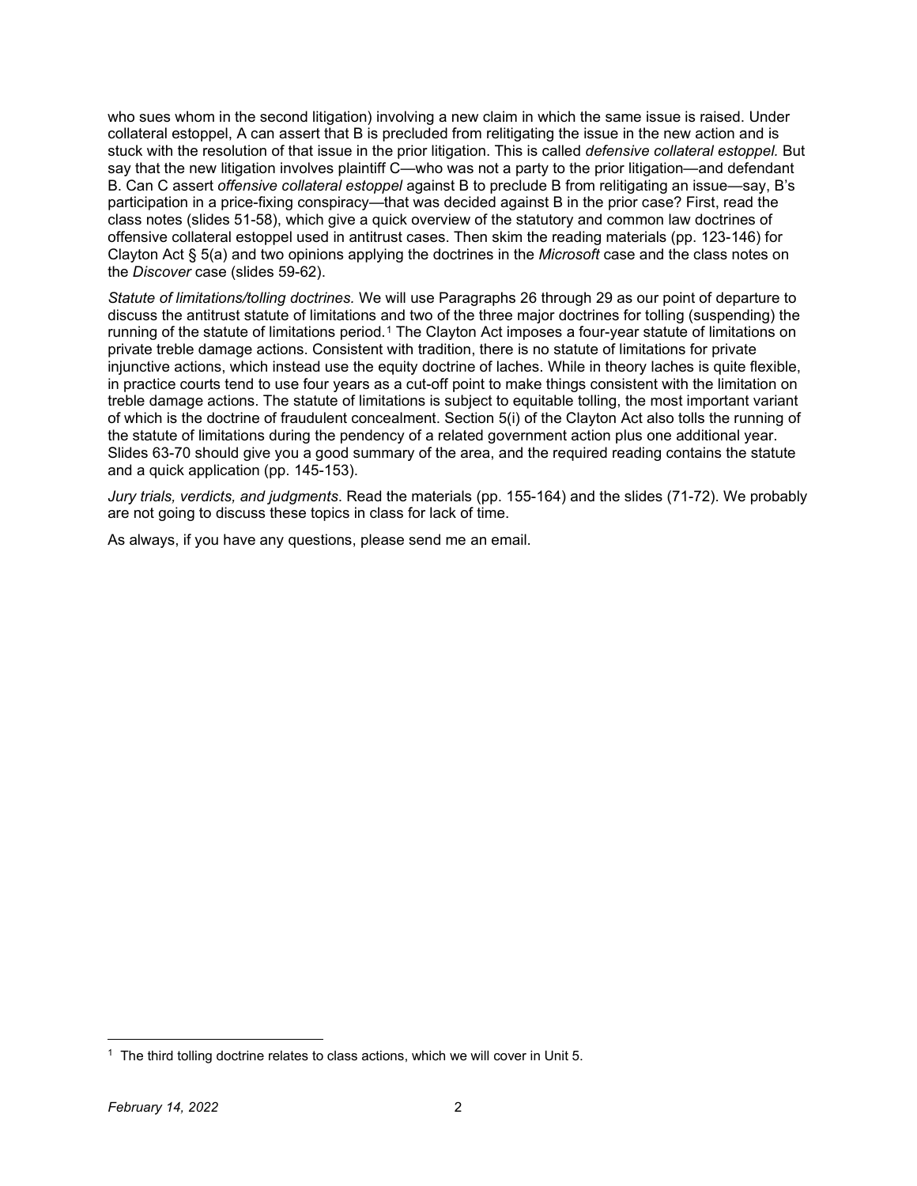who sues whom in the second litigation) involving a new claim in which the same issue is raised. Under collateral estoppel, A can assert that B is precluded from relitigating the issue in the new action and is stuck with the resolution of that issue in the prior litigation. This is called *defensive collateral estoppel.* But say that the new litigation involves plaintiff C—who was not a party to the prior litigation—and defendant B. Can C assert *offensive collateral estoppel* against B to preclude B from relitigating an issue—say, B's participation in a price-fixing conspiracy—that was decided against B in the prior case? First, read the class notes (slides 51-58), which give a quick overview of the statutory and common law doctrines of offensive collateral estoppel used in antitrust cases. Then skim the reading materials (pp. 123-146) for Clayton Act § 5(a) and two opinions applying the doctrines in the *Microsoft* case and the class notes on the *Discover* case (slides 59-62).

*Statute of limitations/tolling doctrines.* We will use Paragraphs 26 through 29 as our point of departure to discuss the antitrust statute of limitations and two of the three major doctrines for tolling (suspending) the running of the statute of limitations period.[1] The Clayton Act imposes a four-year statute of limitations on private treble damage actions. Consistent with tradition, there is no statute of limitations for private injunctive actions, which instead use the equity doctrine of laches. While in theory laches is quite flexible, in practice courts tend to use four years as a cut-off point to make things consistent with the limitation on treble damage actions. The statute of limitations is subject to equitable tolling, the most important variant of which is the doctrine of fraudulent concealment. Section 5(i) of the Clayton Act also tolls the running of the statute of limitations during the pendency of a related government action plus one additional year. Slides 63-70 should give you a good summary of the area, and the required reading contains the statute and a quick application (pp. 145-153).

*Jury trials, verdicts, and judgments*. Read the materials (pp. 155-164) and the slides (71-72). We probably are not going to discuss these topics in class for lack of time.

As always, if you have any questions, please send me an email.

[1] The third tolling doctrine relates to class actions, which we will cover in Unit 5.